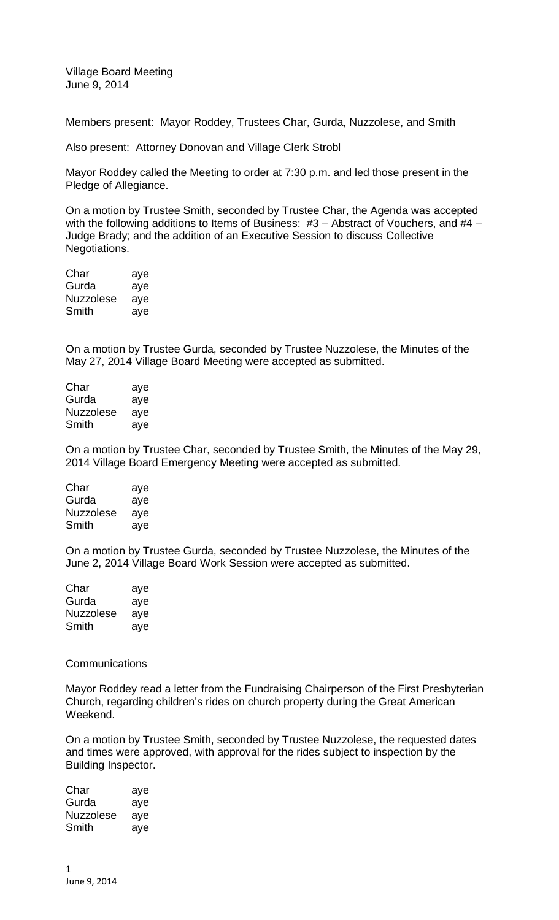Village Board Meeting
June 9, 2014

Members present: Mayor Roddey, Trustees Char, Gurda, Nuzzolese, and Smith

Also present: Attorney Donovan and Village Clerk Strobl

Mayor Roddey called the Meeting to order at 7:30 p.m. and led those present in the Pledge of Allegiance.

On a motion by Trustee Smith, seconded by Trustee Char, the Agenda was accepted with the following additions to Items of Business: #3 – Abstract of Vouchers, and #4 – Judge Brady; and the addition of an Executive Session to discuss Collective Negotiations.

| | |
|---|---|
| Char | aye |
| Gurda | aye |
| Nuzzolese | aye |
| Smith | aye |

On a motion by Trustee Gurda, seconded by Trustee Nuzzolese, the Minutes of the May 27, 2014 Village Board Meeting were accepted as submitted.

| | |
|---|---|
| Char | aye |
| Gurda | aye |
| Nuzzolese | aye |
| Smith | aye |

On a motion by Trustee Char, seconded by Trustee Smith, the Minutes of the May 29, 2014 Village Board Emergency Meeting were accepted as submitted.

| | |
|---|---|
| Char | aye |
| Gurda | aye |
| Nuzzolese | aye |
| Smith | aye |

On a motion by Trustee Gurda, seconded by Trustee Nuzzolese, the Minutes of the June 2, 2014 Village Board Work Session were accepted as submitted.

| | |
|---|---|
| Char | aye |
| Gurda | aye |
| Nuzzolese | aye |
| Smith | aye |

Communications

Mayor Roddey read a letter from the Fundraising Chairperson of the First Presbyterian Church, regarding children's rides on church property during the Great American Weekend.

On a motion by Trustee Smith, seconded by Trustee Nuzzolese, the requested dates and times were approved, with approval for the rides subject to inspection by the Building Inspector.

| | |
|---|---|
| Char | aye |
| Gurda | aye |
| Nuzzolese | aye |
| Smith | aye |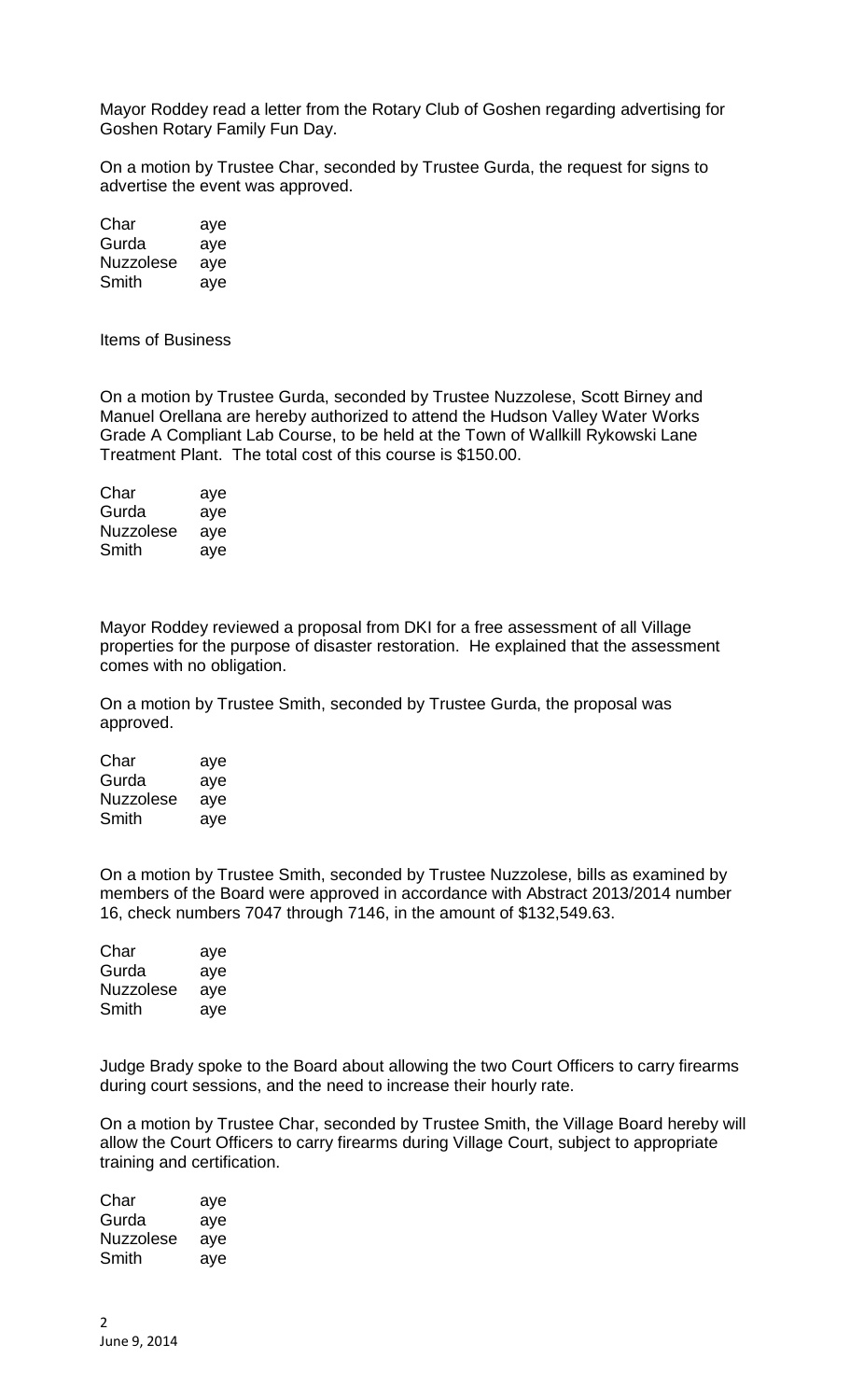Mayor Roddey read a letter from the Rotary Club of Goshen regarding advertising for Goshen Rotary Family Fun Day.

On a motion by Trustee Char, seconded by Trustee Gurda, the request for signs to advertise the event was approved.

| | |
|---|---|
| Char | aye |
| Gurda | aye |
| Nuzzolese | aye |
| Smith | aye |

Items of Business

On a motion by Trustee Gurda, seconded by Trustee Nuzzolese, Scott Birney and Manuel Orellana are hereby authorized to attend the Hudson Valley Water Works Grade A Compliant Lab Course, to be held at the Town of Wallkill Rykowski Lane Treatment Plant. The total cost of this course is $150.00.

| | |
|---|---|
| Char | aye |
| Gurda | aye |
| Nuzzolese | aye |
| Smith | aye |

Mayor Roddey reviewed a proposal from DKI for a free assessment of all Village properties for the purpose of disaster restoration. He explained that the assessment comes with no obligation.

On a motion by Trustee Smith, seconded by Trustee Gurda, the proposal was approved.

| | |
|---|---|
| Char | aye |
| Gurda | aye |
| Nuzzolese | aye |
| Smith | aye |

On a motion by Trustee Smith, seconded by Trustee Nuzzolese, bills as examined by members of the Board were approved in accordance with Abstract 2013/2014 number 16, check numbers 7047 through 7146, in the amount of $132,549.63.

| | |
|---|---|
| Char | aye |
| Gurda | aye |
| Nuzzolese | aye |
| Smith | aye |

Judge Brady spoke to the Board about allowing the two Court Officers to carry firearms during court sessions, and the need to increase their hourly rate.

On a motion by Trustee Char, seconded by Trustee Smith, the Village Board hereby will allow the Court Officers to carry firearms during Village Court, subject to appropriate training and certification.

| | |
|---|---|
| Char | aye |
| Gurda | aye |
| Nuzzolese | aye |
| Smith | aye |

June 9, 2014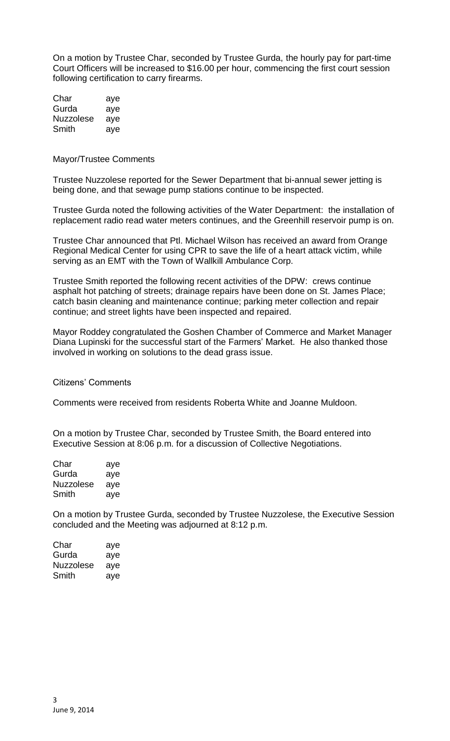On a motion by Trustee Char, seconded by Trustee Gurda, the hourly pay for part-time Court Officers will be increased to $16.00 per hour, commencing the first court session following certification to carry firearms.

| | |
|---|---|
| Char | aye |
| Gurda | aye |
| Nuzzolese | aye |
| Smith | aye |

Mayor/Trustee Comments

Trustee Nuzzolese reported for the Sewer Department that bi-annual sewer jetting is being done, and that sewage pump stations continue to be inspected.

Trustee Gurda noted the following activities of the Water Department: the installation of replacement radio read water meters continues, and the Greenhill reservoir pump is on.

Trustee Char announced that Ptl. Michael Wilson has received an award from Orange Regional Medical Center for using CPR to save the life of a heart attack victim, while serving as an EMT with the Town of Wallkill Ambulance Corp.

Trustee Smith reported the following recent activities of the DPW: crews continue asphalt hot patching of streets; drainage repairs have been done on St. James Place; catch basin cleaning and maintenance continue; parking meter collection and repair continue; and street lights have been inspected and repaired.

Mayor Roddey congratulated the Goshen Chamber of Commerce and Market Manager Diana Lupinski for the successful start of the Farmers' Market. He also thanked those involved in working on solutions to the dead grass issue.

Citizens' Comments

Comments were received from residents Roberta White and Joanne Muldoon.

On a motion by Trustee Char, seconded by Trustee Smith, the Board entered into Executive Session at 8:06 p.m. for a discussion of Collective Negotiations.

| | |
|---|---|
| Char | aye |
| Gurda | aye |
| Nuzzolese | aye |
| Smith | aye |

On a motion by Trustee Gurda, seconded by Trustee Nuzzolese, the Executive Session concluded and the Meeting was adjourned at 8:12 p.m.

| | |
|---|---|
| Char | aye |
| Gurda | aye |
| Nuzzolese | aye |
| Smith | aye |